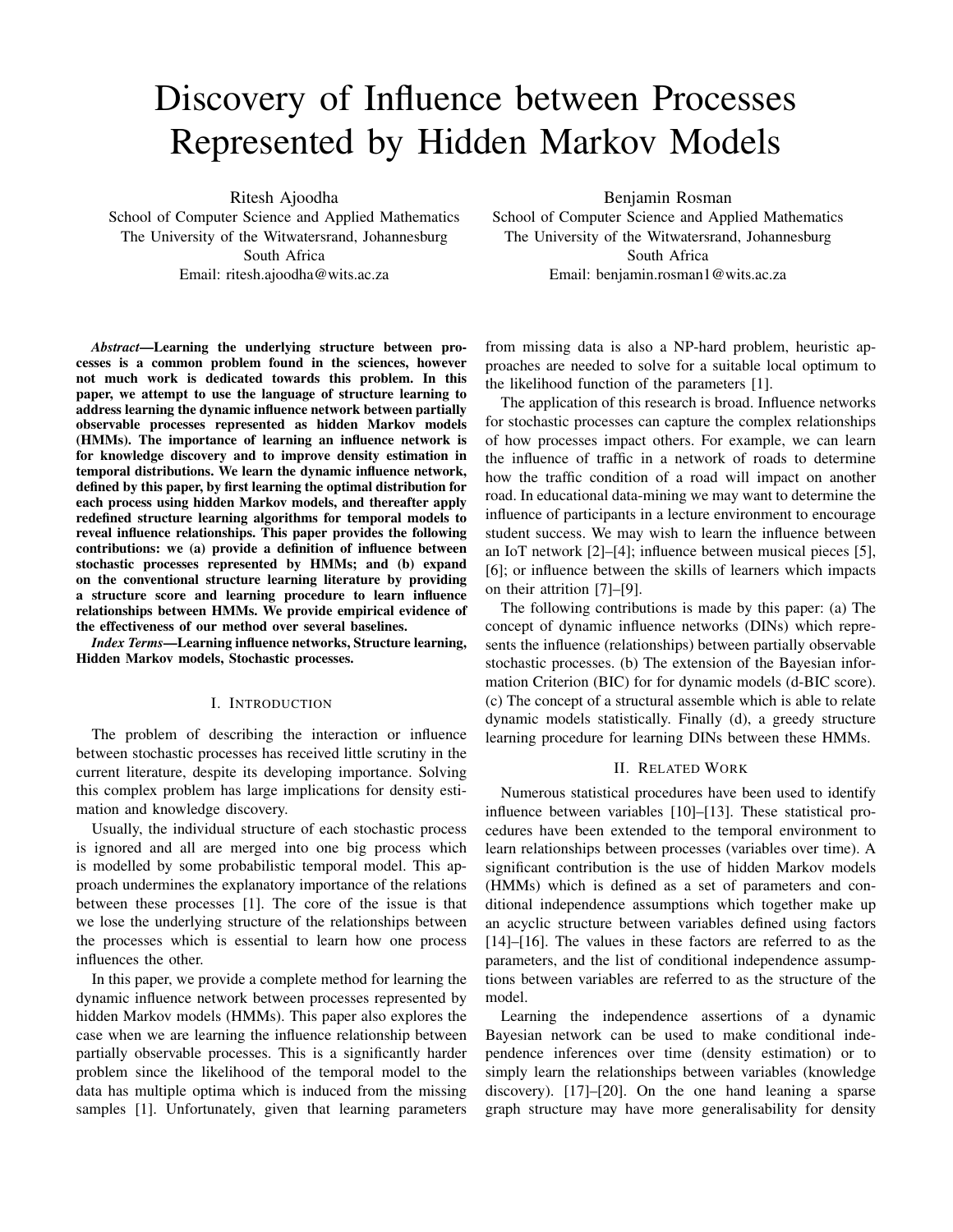# Discovery of Influence between Processes Represented by Hidden Markov Models

Ritesh Ajoodha
School of Computer Science and Applied Mathematics
The University of the Witwatersrand, Johannesburg
South Africa
Email: ritesh.ajoodha@wits.ac.za

Benjamin Rosman
School of Computer Science and Applied Mathematics
The University of the Witwatersrand, Johannesburg
South Africa
Email: benjamin.rosman1@wits.ac.za

***Abstract*—Learning the underlying structure between processes is a common problem found in the sciences, however not much work is dedicated towards this problem. In this paper, we attempt to use the language of structure learning to address learning the dynamic influence network between partially observable processes represented as hidden Markov models (HMMs). The importance of learning an influence network is for knowledge discovery and to improve density estimation in temporal distributions. We learn the dynamic influence network, defined by this paper, by first learning the optimal distribution for each process using hidden Markov models, and thereafter apply redefined structure learning algorithms for temporal models to reveal influence relationships. This paper provides the following contributions: we (a) provide a definition of influence between stochastic processes represented by HMMs; and (b) expand on the conventional structure learning literature by providing a structure score and learning procedure to learn influence relationships between HMMs. We provide empirical evidence of the effectiveness of our method over several baselines.**

***Index Terms*—Learning influence networks, Structure learning, Hidden Markov models, Stochastic processes.**

## I. Introduction

The problem of describing the interaction or influence between stochastic processes has received little scrutiny in the current literature, despite its developing importance. Solving this complex problem has large implications for density estimation and knowledge discovery.

Usually, the individual structure of each stochastic process is ignored and all are merged into one big process which is modelled by some probabilistic temporal model. This approach undermines the explanatory importance of the relations between these processes [1]. The core of the issue is that we lose the underlying structure of the relationships between the processes which is essential to learn how one process influences the other.

In this paper, we provide a complete method for learning the dynamic influence network between processes represented by hidden Markov models (HMMs). This paper also explores the case when we are learning the influence relationship between partially observable processes. This is a significantly harder problem since the likelihood of the temporal model to the data has multiple optima which is induced from the missing samples [1]. Unfortunately, given that learning parameters from missing data is also a NP-hard problem, heuristic approaches are needed to solve for a suitable local optimum to the likelihood function of the parameters [1].

The application of this research is broad. Influence networks for stochastic processes can capture the complex relationships of how processes impact others. For example, we can learn the influence of traffic in a network of roads to determine how the traffic condition of a road will impact on another road. In educational data-mining we may want to determine the influence of participants in a lecture environment to encourage student success. We may wish to learn the influence between an IoT network [2]–[4]; influence between musical pieces [5], [6]; or influence between the skills of learners which impacts on their attrition [7]–[9].

The following contributions is made by this paper: (a) The concept of dynamic influence networks (DINs) which represents the influence (relationships) between partially observable stochastic processes. (b) The extension of the Bayesian information Criterion (BIC) for for dynamic models (d-BIC score). (c) The concept of a structural assemble which is able to relate dynamic models statistically. Finally (d), a greedy structure learning procedure for learning DINs between these HMMs.

## II. Related Work

Numerous statistical procedures have been used to identify influence between variables [10]–[13]. These statistical procedures have been extended to the temporal environment to learn relationships between processes (variables over time). A significant contribution is the use of hidden Markov models (HMMs) which is defined as a set of parameters and conditional independence assumptions which together make up an acyclic structure between variables defined using factors [14]–[16]. The values in these factors are referred to as the parameters, and the list of conditional independence assumptions between variables are referred to as the structure of the model.

Learning the independence assertions of a dynamic Bayesian network can be used to make conditional independence inferences over time (density estimation) or to simply learn the relationships between variables (knowledge discovery). [17]–[20]. On the one hand leaning a sparse graph structure may have more generalisability for density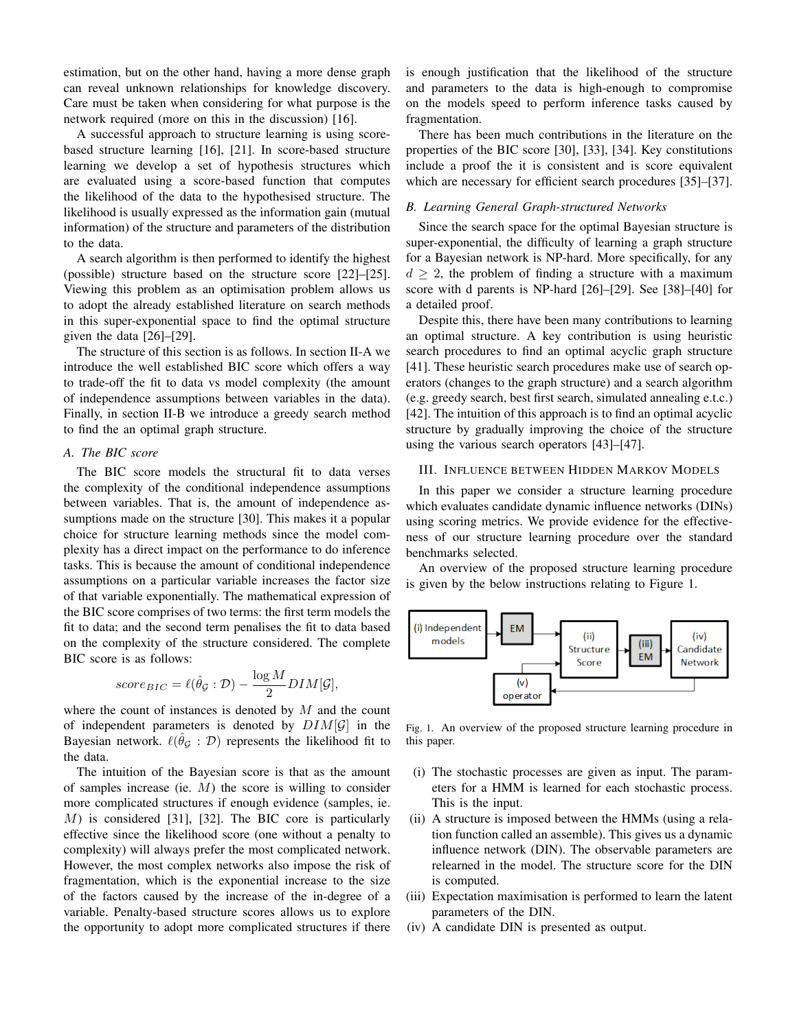estimation, but on the other hand, having a more dense graph can reveal unknown relationships for knowledge discovery. Care must be taken when considering for what purpose is the network required (more on this in the discussion) [16].

A successful approach to structure learning is using score-based structure learning [16], [21]. In score-based structure learning we develop a set of hypothesis structures which are evaluated using a score-based function that computes the likelihood of the data to the hypothesised structure. The likelihood is usually expressed as the information gain (mutual information) of the structure and parameters of the distribution to the data.

A search algorithm is then performed to identify the highest (possible) structure based on the structure score [22]–[25]. Viewing this problem as an optimisation problem allows us to adopt the already established literature on search methods in this super-exponential space to find the optimal structure given the data [26]–[29].

The structure of this section is as follows. In section II-A we introduce the well established BIC score which offers a way to trade-off the fit to data vs model complexity (the amount of independence assumptions between variables in the data). Finally, in section II-B we introduce a greedy search method to find the an optimal graph structure.

### A. The BIC score

The BIC score models the structural fit to data verses the complexity of the conditional independence assumptions between variables. That is, the amount of independence assumptions made on the structure [30]. This makes it a popular choice for structure learning methods since the model complexity has a direct impact on the performance to do inference tasks. This is because the amount of conditional independence assumptions on a particular variable increases the factor size of that variable exponentially. The mathematical expression of the BIC score comprises of two terms: the first term models the fit to data; and the second term penalises the fit to data based on the complexity of the structure considered. The complete BIC score is as follows:

$$score_{BIC} = \ell(\hat{\theta}_{\mathcal{G}} : \mathcal{D}) - \frac{\log M}{2} DIM[\mathcal{G}],$$

where the count of instances is denoted by $M$ and the count of independent parameters is denoted by $DIM[\mathcal{G}]$ in the Bayesian network. $\ell(\hat{\theta}_{\mathcal{G}} : \mathcal{D})$ represents the likelihood fit to the data.

The intuition of the Bayesian score is that as the amount of samples increase (ie. $M$) the score is willing to consider more complicated structures if enough evidence (samples, ie. $M$) is considered [31], [32]. The BIC core is particularly effective since the likelihood score (one without a penalty to complexity) will always prefer the most complicated network. However, the most complex networks also impose the risk of fragmentation, which is the exponential increase to the size of the factors caused by the increase of the in-degree of a variable. Penalty-based structure scores allows us to explore the opportunity to adopt more complicated structures if there is enough justification that the likelihood of the structure and parameters to the data is high-enough to compromise on the models speed to perform inference tasks caused by fragmentation.

There has been much contributions in the literature on the properties of the BIC score [30], [33], [34]. Key constitutions include a proof the it is consistent and is score equivalent which are necessary for efficient search procedures [35]–[37].

### B. Learning General Graph-structured Networks

Since the search space for the optimal Bayesian structure is super-exponential, the difficulty of learning a graph structure for a Bayesian network is NP-hard. More specifically, for any $d \geq 2$, the problem of finding a structure with a maximum score with d parents is NP-hard [26]–[29]. See [38]–[40] for a detailed proof.

Despite this, there have been many contributions to learning an optimal structure. A key contribution is using heuristic search procedures to find an optimal acyclic graph structure [41]. These heuristic search procedures make use of search operators (changes to the graph structure) and a search algorithm (e.g. greedy search, best first search, simulated annealing e.t.c.) [42]. The intuition of this approach is to find an optimal acyclic structure by gradually improving the choice of the structure using the various search operators [43]–[47].

## III. Influence between Hidden Markov Models

In this paper we consider a structure learning procedure which evaluates candidate dynamic influence networks (DINs) using scoring metrics. We provide evidence for the effectiveness of our structure learning procedure over the standard benchmarks selected.

An overview of the proposed structure learning procedure is given by the below instructions relating to Figure 1.

Fig. 1. An overview of the proposed structure learning procedure in this paper.

(i) The stochastic processes are given as input. The parameters for a HMM is learned for each stochastic process. This is the input.
(ii) A structure is imposed between the HMMs (using a relation function called an assemble). This gives us a dynamic influence network (DIN). The observable parameters are relearned in the model. The structure score for the DIN is computed.
(iii) Expectation maximisation is performed to learn the latent parameters of the DIN.
(iv) A candidate DIN is presented as output.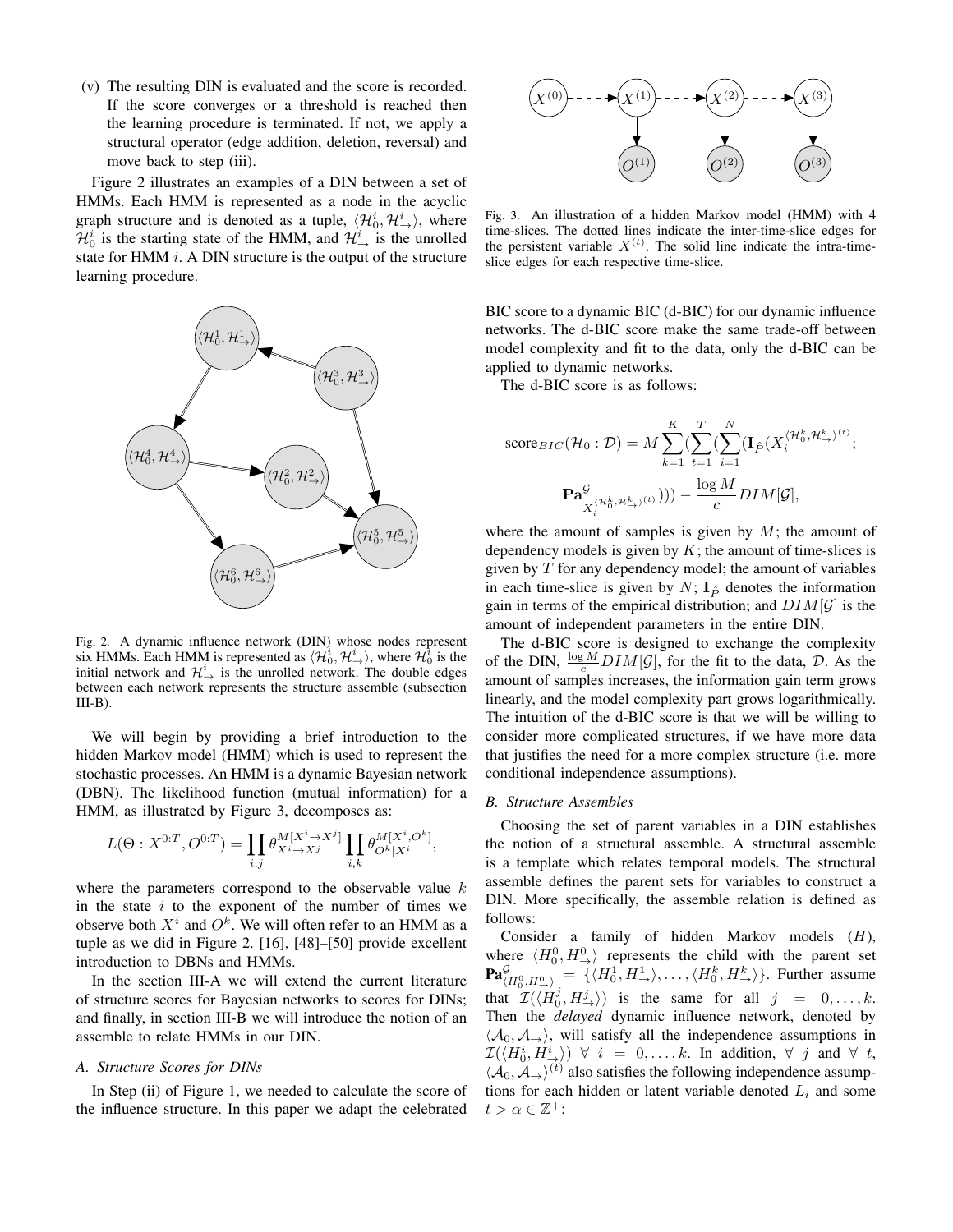(v) The resulting DIN is evaluated and the score is recorded. If the score converges or a threshold is reached then the learning procedure is terminated. If not, we apply a structural operator (edge addition, deletion, reversal) and move back to step (iii).

Figure 2 illustrates an examples of a DIN between a set of HMMs. Each HMM is represented as a node in the acyclic graph structure and is denoted as a tuple, $\langle \mathcal{H}_0^i, \mathcal{H}_\rightarrow^i \rangle$, where $\mathcal{H}_0^i$ is the starting state of the HMM, and $\mathcal{H}_\rightarrow^i$ is the unrolled state for HMM $i$. A DIN structure is the output of the structure learning procedure.

Fig. 2. A dynamic influence network (DIN) whose nodes represent six HMMs. Each HMM is represented as $\langle \mathcal{H}_0^i, \mathcal{H}_\rightarrow^i \rangle$, where $\mathcal{H}_0^i$ is the initial network and $\mathcal{H}_\rightarrow^i$ is the unrolled network. The double edges between each network represents the structure assemble (subsection III-B).

We will begin by providing a brief introduction to the hidden Markov model (HMM) which is used to represent the stochastic processes. An HMM is a dynamic Bayesian network (DBN). The likelihood function (mutual information) for a HMM, as illustrated by Figure 3, decomposes as:

$$L(\Theta : X^{0:T}, O^{0:T}) = \prod_{i,j} \theta_{X^i \rightarrow X^j}^{M[X^i \rightarrow X^j]} \prod_{i,k} \theta_{O^k | X^i}^{M[X^i, O^k]},$$

where the parameters correspond to the observable value $k$ in the state $i$ to the exponent of the number of times we observe both $X^i$ and $O^k$. We will often refer to an HMM as a tuple as we did in Figure 2. [16], [48]–[50] provide excellent introduction to DBNs and HMMs.

In the section III-A we will extend the current literature of structure scores for Bayesian networks to scores for DINs; and finally, in section III-B we will introduce the notion of an assemble to relate HMMs in our DIN.

### A. Structure Scores for DINs

In Step (ii) of Figure 1, we needed to calculate the score of the influence structure. In this paper we adapt the celebrated BIC score to a dynamic BIC (d-BIC) for our dynamic influence networks. The d-BIC score make the same trade-off between model complexity and fit to the data, only the d-BIC can be applied to dynamic networks.

Fig. 3. An illustration of a hidden Markov model (HMM) with 4 time-slices. The dotted lines indicate the inter-time-slice edges for the persistent variable $X^{(t)}$. The solid line indicate the intra-time-slice edges for each respective time-slice.

The d-BIC score is as follows:

$$\text{score}_{BIC}(\mathcal{H}_0 : \mathcal{D}) = M \sum_{k=1}^{K} (\sum_{t=1}^{T} (\sum_{i=1}^{N} (\mathbf{I}_{\hat{P}}(X_i^{\langle \mathcal{H}_0^k, \mathcal{H}_\rightarrow^k \rangle^{(t)}}; \mathbf{Pa}^{\mathcal{G}}_{X_i^{\langle \mathcal{H}_0^k, \mathcal{H}_\rightarrow^k \rangle^{(t)}}}))) - \frac{\log M}{c} DIM[\mathcal{G}],$$

where the amount of samples is given by $M$; the amount of dependency models is given by $K$; the amount of time-slices is given by $T$ for any dependency model; the amount of variables in each time-slice is given by $N$; $\mathbf{I}_{\hat{P}}$ denotes the information gain in terms of the empirical distribution; and $DIM[\mathcal{G}]$ is the amount of independent parameters in the entire DIN.

The d-BIC score is designed to exchange the complexity of the DIN, $\frac{\log M}{c} DIM[\mathcal{G}]$, for the fit to the data, $\mathcal{D}$. As the amount of samples increases, the information gain term grows linearly, and the model complexity part grows logarithmically. The intuition of the d-BIC score is that we will be willing to consider more complicated structures, if we have more data that justifies the need for a more complex structure (i.e. more conditional independence assumptions).

### B. Structure Assembles

Choosing the set of parent variables in a DIN establishes the notion of a structural assemble. A structural assemble is a template which relates temporal models. The structural assemble defines the parent sets for variables to construct a DIN. More specifically, the assemble relation is defined as follows:

Consider a family of hidden Markov models ($H$), where $\langle H_0^0, H_\rightarrow^0 \rangle$ represents the child with the parent set $\mathbf{Pa}^{\mathcal{G}}_{\langle H_0^0, H_\rightarrow^0 \rangle} = \{\langle H_0^1, H_\rightarrow^1 \rangle, \ldots, \langle H_0^k, H_\rightarrow^k \rangle\}$. Further assume that $\mathcal{I}(\langle H_0^j, H_\rightarrow^j \rangle)$ is the same for all $j = 0, \ldots, k$. Then the *delayed* dynamic influence network, denoted by $\langle \mathcal{A}_0, \mathcal{A}_\rightarrow \rangle$, will satisfy all the independence assumptions in $\mathcal{I}(\langle H_0^i, H_\rightarrow^i \rangle)$ $\forall\ i = 0, \ldots, k$. In addition, $\forall\ j$ and $\forall\ t$, $\langle \mathcal{A}_0, \mathcal{A}_\rightarrow \rangle^{(t)}$ also satisfies the following independence assumptions for each hidden or latent variable denoted $L_i$ and some $t > \alpha \in \mathbb{Z}^+$: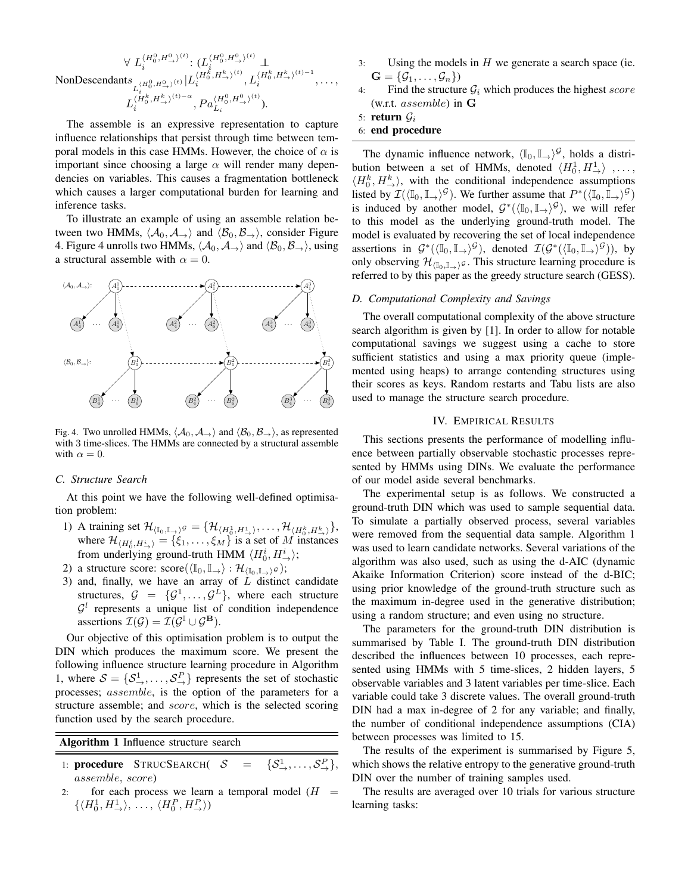$$\forall\ L_i^{\langle H_0^0, H_\rightarrow^0\rangle^{(t)}} : (L_i^{\langle H_0^0, H_\rightarrow^0\rangle^{(t)}} \perp\!\!\!\perp \text{NonDescendants}_{L_i^{\langle H_0^0, H_\rightarrow^0\rangle^{(t)}}} | L_i^{\langle H_0^k, H_\rightarrow^k\rangle^{(t)}}, L_i^{\langle H_0^k, H_\rightarrow^k\rangle^{(t)-1}}, \ldots, L_i^{\langle H_0^k, H_\rightarrow^k\rangle^{(t)-\alpha}}, Pa_{L_i}^{\langle H_0^0, H_\rightarrow^0\rangle^{(t)}}).$$

The assemble is an expressive representation to capture influence relationships that persist through time between temporal models in this case HMMs. However, the choice of $\alpha$ is important since choosing a large $\alpha$ will render many dependencies on variables. This causes a fragmentation bottleneck which causes a larger computational burden for learning and inference tasks.

To illustrate an example of using an assemble relation between two HMMs, $\langle \mathcal{A}_0, \mathcal{A}_\rightarrow \rangle$ and $\langle \mathcal{B}_0, \mathcal{B}_\rightarrow \rangle$, consider Figure 4. Figure 4 unrolls two HMMs, $\langle \mathcal{A}_0, \mathcal{A}_\rightarrow \rangle$ and $\langle \mathcal{B}_0, \mathcal{B}_\rightarrow \rangle$, using a structural assemble with $\alpha = 0$.

Fig. 4. Two unrolled HMMs, $\langle \mathcal{A}_0, \mathcal{A}_\rightarrow \rangle$ and $\langle \mathcal{B}_0, \mathcal{B}_\rightarrow \rangle$, as represented with 3 time-slices. The HMMs are connected by a structural assemble with $\alpha = 0$.

### C. Structure Search

At this point we have the following well-defined optimisation problem:

1) A training set $\mathcal{H}_{\langle \mathbb{I}_0, \mathbb{I}_\rightarrow\rangle^\mathcal{G}} = \{\mathcal{H}_{\langle H_0^1, H_\rightarrow^1\rangle}, \ldots, \mathcal{H}_{\langle H_0^k, H_\rightarrow^k\rangle}\}$, where $\mathcal{H}_{\langle H_0^i, H_\rightarrow^i\rangle} = \{\xi_1, \ldots, \xi_M\}$ is a set of $M$ instances from underlying ground-truth HMM $\langle H_0^i, H_\rightarrow^i\rangle$;
2) a structure score: score$(\langle \mathbb{I}_0, \mathbb{I}_\rightarrow\rangle : \mathcal{H}_{\langle \mathbb{I}_0, \mathbb{I}_\rightarrow\rangle^\mathcal{G}})$;
3) and, finally, we have an array of $L$ distinct candidate structures, $\mathcal{G} = \{\mathcal{G}^1, \ldots, \mathcal{G}^L\}$, where each structure $\mathcal{G}^l$ represents a unique list of condition independence assertions $\mathcal{I}(\mathcal{G}) = \mathcal{I}(\mathcal{G}^\mathbb{I} \cup \mathcal{G}^\mathbf{B})$.

Our objective of this optimisation problem is to output the DIN which produces the maximum score. We present the following influence structure learning procedure in Algorithm 1, where $\mathcal{S} = \{\mathcal{S}_\rightarrow^1, \ldots, \mathcal{S}_\rightarrow^P\}$ represents the set of stochastic processes; *assemble*, is the option of the parameters for a structure assemble; and *score*, which is the selected scoring function used by the search procedure.

**Algorithm 1** Influence structure search

```
1: procedure StrucSearch( S = {S^1_→, ..., S^P_→}, assemble, score)
2:     for each process we learn a temporal model (H = {⟨H^1_0, H^1_→⟩, ..., ⟨H^P_0, H^P_→⟩})
3:     Using the models in H we generate a search space (ie. G = {G_1, ..., G_n})
4:     Find the structure G_i which produces the highest score (w.r.t. assemble) in G
5: return G_i
6: end procedure
```

The dynamic influence network, $\langle \mathbb{I}_0, \mathbb{I}_\rightarrow\rangle^\mathcal{G}$, holds a distribution between a set of HMMs, denoted $\langle H_0^1, H_\rightarrow^1\rangle$ , ..., $\langle H_0^k, H_\rightarrow^k\rangle$, with the conditional independence assumptions listed by $\mathcal{I}(\langle \mathbb{I}_0, \mathbb{I}_\rightarrow\rangle^\mathcal{G})$. We further assume that $P^*(\langle \mathbb{I}_0, \mathbb{I}_\rightarrow\rangle^\mathcal{G})$ is induced by another model, $\mathcal{G}^*(\langle \mathbb{I}_0, \mathbb{I}_\rightarrow\rangle^\mathcal{G})$, we will refer to this model as the underlying ground-truth model. The model is evaluated by recovering the set of local independence assertions in $\mathcal{G}^*(\langle \mathbb{I}_0, \mathbb{I}_\rightarrow\rangle^\mathcal{G})$, denoted $\mathcal{I}(\mathcal{G}^*(\langle \mathbb{I}_0, \mathbb{I}_\rightarrow\rangle^\mathcal{G}))$, by only observing $\mathcal{H}_{\langle \mathbb{I}_0, \mathbb{I}_\rightarrow\rangle^\mathcal{G}}$. This structure learning procedure is referred to by this paper as the greedy structure search (GESS).

### D. Computational Complexity and Savings

The overall computational complexity of the above structure search algorithm is given by [1]. In order to allow for notable computational savings we suggest using a cache to store sufficient statistics and using a max priority queue (implemented using heaps) to arrange contending structures using their scores as keys. Random restarts and Tabu lists are also used to manage the structure search procedure.

## IV. Empirical Results

This sections presents the performance of modelling influence between partially observable stochastic processes represented by HMMs using DINs. We evaluate the performance of our model aside several benchmarks.

The experimental setup is as follows. We constructed a ground-truth DIN which was used to sample sequential data. To simulate a partially observed process, several variables were removed from the sequential data sample. Algorithm 1 was used to learn candidate networks. Several variations of the algorithm was also used, such as using the d-AIC (dynamic Akaike Information Criterion) score instead of the d-BIC; using prior knowledge of the ground-truth structure such as the maximum in-degree used in the generative distribution; using a random structure; and even using no structure.

The parameters for the ground-truth DIN distribution is summarised by Table I. The ground-truth DIN distribution described the influences between 10 processes, each represented using HMMs with 5 time-slices, 2 hidden layers, 5 observable variables and 3 latent variables per time-slice. Each variable could take 3 discrete values. The overall ground-truth DIN had a max in-degree of 2 for any variable; and finally, the number of conditional independence assumptions (CIA) between processes was limited to 15.

The results of the experiment is summarised by Figure 5, which shows the relative entropy to the generative ground-truth DIN over the number of training samples used.

The results are averaged over 10 trials for various structure learning tasks: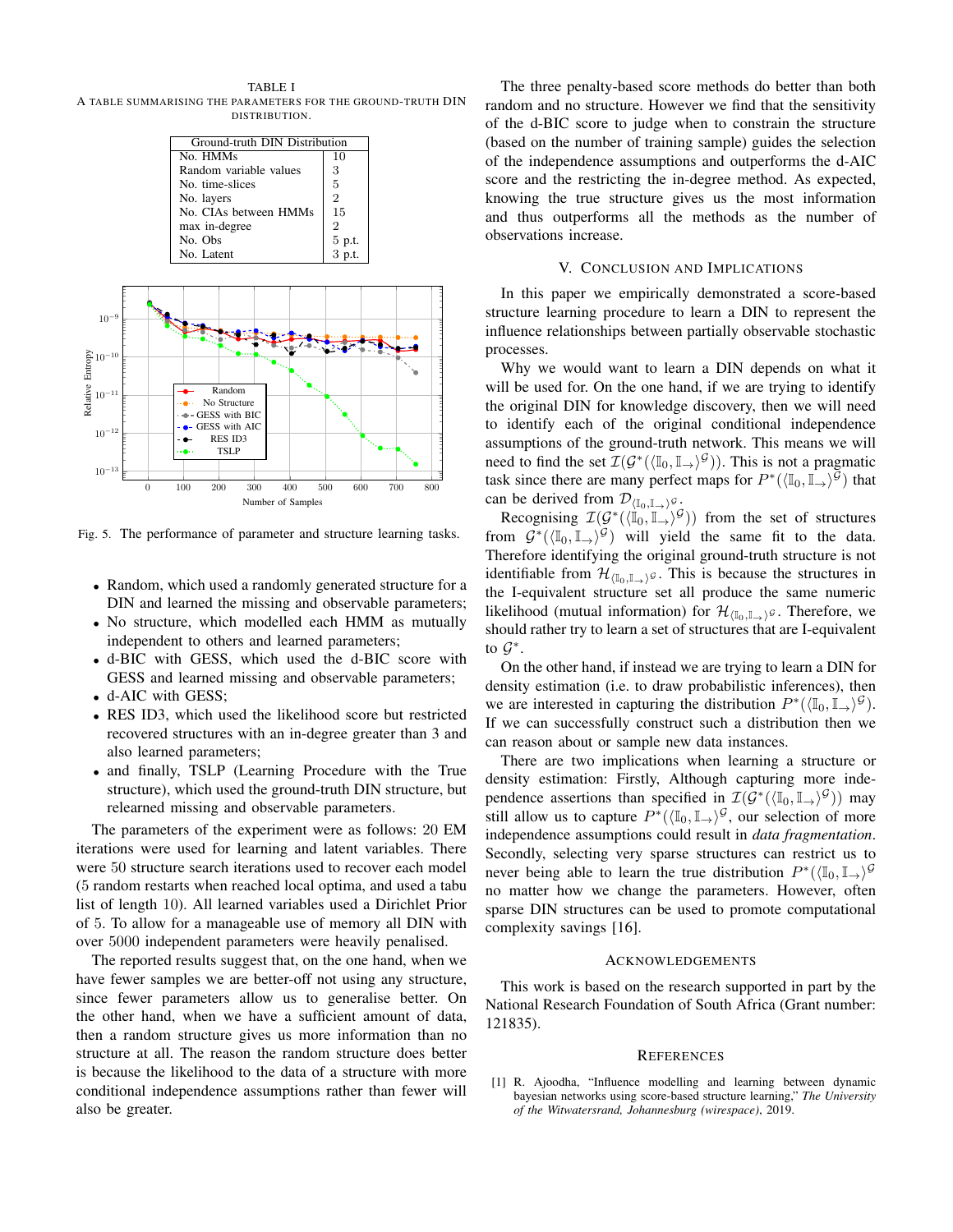TABLE I

A TABLE SUMMARISING THE PARAMETERS FOR THE GROUND-TRUTH DIN DISTRIBUTION.

| Ground-truth DIN Distribution | |
|---|---|
| No. HMMs | 10 |
| Random variable values | 3 |
| No. time-slices | 5 |
| No. layers | 2 |
| No. CIAs between HMMs | 15 |
| max in-degree | 2 |
| No. Obs | 5 p.t. |
| No. Latent | 3 p.t. |

Fig. 5. The performance of parameter and structure learning tasks.

- Random, which used a randomly generated structure for a DIN and learned the missing and observable parameters;
- No structure, which modelled each HMM as mutually independent to others and learned parameters;
- d-BIC with GESS, which used the d-BIC score with GESS and learned missing and observable parameters;
- d-AIC with GESS;
- RES ID3, which used the likelihood score but restricted recovered structures with an in-degree greater than 3 and also learned parameters;
- and finally, TSLP (Learning Procedure with the True structure), which used the ground-truth DIN structure, but relearned missing and observable parameters.

The parameters of the experiment were as follows: 20 EM iterations were used for learning and latent variables. There were 50 structure search iterations used to recover each model (5 random restarts when reached local optima, and used a tabu list of length 10). All learned variables used a Dirichlet Prior of 5. To allow for a manageable use of memory all DIN with over 5000 independent parameters were heavily penalised.

The reported results suggest that, on the one hand, when we have fewer samples we are better-off not using any structure, since fewer parameters allow us to generalise better. On the other hand, when we have a sufficient amount of data, then a random structure gives us more information than no structure at all. The reason the random structure does better is because the likelihood to the data of a structure with more conditional independence assumptions rather than fewer will also be greater.

The three penalty-based score methods do better than both random and no structure. However we find that the sensitivity of the d-BIC score to judge when to constrain the structure (based on the number of training sample) guides the selection of the independence assumptions and outperforms the d-AIC score and the restricting the in-degree method. As expected, knowing the true structure gives us the most information and thus outperforms all the methods as the number of observations increase.

## V. CONCLUSION AND IMPLICATIONS

In this paper we empirically demonstrated a score-based structure learning procedure to learn a DIN to represent the influence relationships between partially observable stochastic processes.

Why we would want to learn a DIN depends on what it will be used for. On the one hand, if we are trying to identify the original DIN for knowledge discovery, then we will need to identify each of the original conditional independence assumptions of the ground-truth network. This means we will need to find the set $\mathcal{I}(\mathcal{G}^*(\langle \mathbb{I}_0, \mathbb{I}_\rightarrow \rangle^\mathcal{G}))$. This is not a pragmatic task since there are many perfect maps for $P^*(\langle \mathbb{I}_0, \mathbb{I}_\rightarrow \rangle^\mathcal{G})$ that can be derived from $\mathcal{D}_{\langle \mathbb{I}_0, \mathbb{I}_\rightarrow \rangle^\mathcal{G}}$.

Recognising $\mathcal{I}(\mathcal{G}^*(\langle \mathbb{I}_0, \mathbb{I}_\rightarrow \rangle^\mathcal{G}))$ from the set of structures from $\mathcal{G}^*(\langle \mathbb{I}_0, \mathbb{I}_\rightarrow \rangle^\mathcal{G})$ will yield the same fit to the data. Therefore identifying the original ground-truth structure is not identifiable from $\mathcal{H}_{\langle \mathbb{I}_0, \mathbb{I}_\rightarrow \rangle^\mathcal{G}}$. This is because the structures in the I-equivalent structure set all produce the same numeric likelihood (mutual information) for $\mathcal{H}_{\langle \mathbb{I}_0, \mathbb{I}_\rightarrow \rangle^\mathcal{G}}$. Therefore, we should rather try to learn a set of structures that are I-equivalent to $\mathcal{G}^*$.

On the other hand, if instead we are trying to learn a DIN for density estimation (i.e. to draw probabilistic inferences), then we are interested in capturing the distribution $P^*(\langle \mathbb{I}_0, \mathbb{I}_\rightarrow \rangle^\mathcal{G})$. If we can successfully construct such a distribution then we can reason about or sample new data instances.

There are two implications when learning a structure or density estimation: Firstly, Although capturing more independence assertions than specified in $\mathcal{I}(\mathcal{G}^*(\langle \mathbb{I}_0, \mathbb{I}_\rightarrow \rangle^\mathcal{G}))$ may still allow us to capture $P^*(\langle \mathbb{I}_0, \mathbb{I}_\rightarrow \rangle^\mathcal{G}$, our selection of more independence assumptions could result in *data fragmentation*. Secondly, selecting very sparse structures can restrict us to never being able to learn the true distribution $P^*(\langle \mathbb{I}_0, \mathbb{I}_\rightarrow \rangle^\mathcal{G}$ no matter how we change the parameters. However, often sparse DIN structures can be used to promote computational complexity savings [16].

### ACKNOWLEDGEMENTS

This work is based on the research supported in part by the National Research Foundation of South Africa (Grant number: 121835).

### REFERENCES

[1] R. Ajoodha, "Influence modelling and learning between dynamic bayesian networks using score-based structure learning," *The University of the Witwatersrand, Johannesburg (wirespace)*, 2019.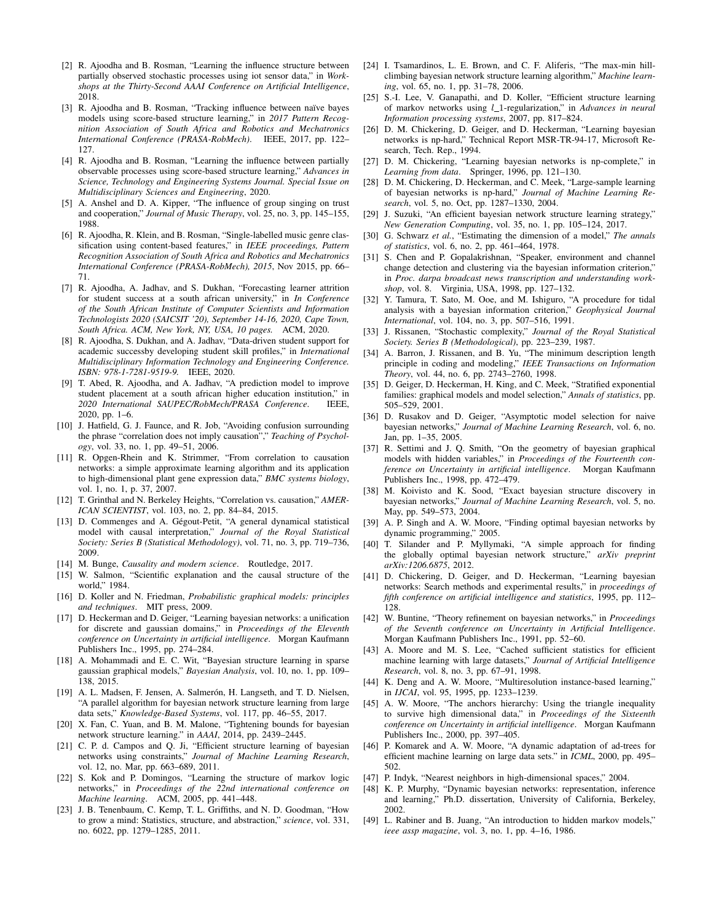[2] R. Ajoodha and B. Rosman, "Learning the influence structure between partially observed stochastic processes using iot sensor data," in *Workshops at the Thirty-Second AAAI Conference on Artificial Intelligence*, 2018.

[3] R. Ajoodha and B. Rosman, "Tracking influence between naïve bayes models using score-based structure learning," in *2017 Pattern Recognition Association of South Africa and Robotics and Mechatronics International Conference (PRASA-RobMech)*. IEEE, 2017, pp. 122–127.

[4] R. Ajoodha and B. Rosman, "Learning the influence between partially observable processes using score-based structure learning," *Advances in Science, Technology and Engineering Systems Journal. Special Issue on Multidisciplinary Sciences and Engineering*, 2020.

[5] A. Anshel and D. A. Kipper, "The influence of group singing on trust and cooperation," *Journal of Music Therapy*, vol. 25, no. 3, pp. 145–155, 1988.

[6] R. Ajoodha, R. Klein, and B. Rosman, "Single-labelled music genre classification using content-based features," in *IEEE proceedings, Pattern Recognition Association of South Africa and Robotics and Mechatronics International Conference (PRASA-RobMech), 2015*, Nov 2015, pp. 66–71.

[7] R. Ajoodha, A. Jadhav, and S. Dukhan, "Forecasting learner attrition for student success at a south african university," in *In Conference of the South African Institute of Computer Scientists and Information Technologists 2020 (SAICSIT '20), September 14-16, 2020, Cape Town, South Africa. ACM, New York, NY, USA, 10 pages.* ACM, 2020.

[8] R. Ajoodha, S. Dukhan, and A. Jadhav, "Data-driven student support for academic successby developing student skill profiles," in *International Multidisciplinary Information Technology and Engineering Conference. ISBN: 978-1-7281-9519-9.* IEEE, 2020.

[9] T. Abed, R. Ajoodha, and A. Jadhav, "A prediction model to improve student placement at a south african higher education institution," in *2020 International SAUPEC/RobMech/PRASA Conference.* IEEE, 2020, pp. 1–6.

[10] J. Hatfield, G. J. Faunce, and R. Job, "Avoiding confusion surrounding the phrase "correlation does not imply causation"," *Teaching of Psychology*, vol. 33, no. 1, pp. 49–51, 2006.

[11] R. Opgen-Rhein and K. Strimmer, "From correlation to causation networks: a simple approximate learning algorithm and its application to high-dimensional plant gene expression data," *BMC systems biology*, vol. 1, no. 1, p. 37, 2007.

[12] T. Grinthal and N. Berkeley Heights, "Correlation vs. causation," *AMERICAN SCIENTIST*, vol. 103, no. 2, pp. 84–84, 2015.

[13] D. Commenges and A. Gégout-Petit, "A general dynamical statistical model with causal interpretation," *Journal of the Royal Statistical Society: Series B (Statistical Methodology)*, vol. 71, no. 3, pp. 719–736, 2009.

[14] M. Bunge, *Causality and modern science*. Routledge, 2017.

[15] W. Salmon, "Scientific explanation and the causal structure of the world," 1984.

[16] D. Koller and N. Friedman, *Probabilistic graphical models: principles and techniques*. MIT press, 2009.

[17] D. Heckerman and D. Geiger, "Learning bayesian networks: a unification for discrete and gaussian domains," in *Proceedings of the Eleventh conference on Uncertainty in artificial intelligence*. Morgan Kaufmann Publishers Inc., 1995, pp. 274–284.

[18] A. Mohammadi and E. C. Wit, "Bayesian structure learning in sparse gaussian graphical models," *Bayesian Analysis*, vol. 10, no. 1, pp. 109–138, 2015.

[19] A. L. Madsen, F. Jensen, A. Salmerón, H. Langseth, and T. D. Nielsen, "A parallel algorithm for bayesian network structure learning from large data sets," *Knowledge-Based Systems*, vol. 117, pp. 46–55, 2017.

[20] X. Fan, C. Yuan, and B. M. Malone, "Tightening bounds for bayesian network structure learning." in *AAAI*, 2014, pp. 2439–2445.

[21] C. P. d. Campos and Q. Ji, "Efficient structure learning of bayesian networks using constraints," *Journal of Machine Learning Research*, vol. 12, no. Mar, pp. 663–689, 2011.

[22] S. Kok and P. Domingos, "Learning the structure of markov logic networks," in *Proceedings of the 22nd international conference on Machine learning*. ACM, 2005, pp. 441–448.

[23] J. B. Tenenbaum, C. Kemp, T. L. Griffiths, and N. D. Goodman, "How to grow a mind: Statistics, structure, and abstraction," *science*, vol. 331, no. 6022, pp. 1279–1285, 2011.

[24] I. Tsamardinos, L. E. Brown, and C. F. Aliferis, "The max-min hill-climbing bayesian network structure learning algorithm," *Machine learning*, vol. 65, no. 1, pp. 31–78, 2006.

[25] S.-I. Lee, V. Ganapathi, and D. Koller, "Efficient structure learning of markov networks using $l\_1$-regularization," in *Advances in neural Information processing systems*, 2007, pp. 817–824.

[26] D. M. Chickering, D. Geiger, and D. Heckerman, "Learning bayesian networks is np-hard," Technical Report MSR-TR-94-17, Microsoft Research, Tech. Rep., 1994.

[27] D. M. Chickering, "Learning bayesian networks is np-complete," in *Learning from data*. Springer, 1996, pp. 121–130.

[28] D. M. Chickering, D. Heckerman, and C. Meek, "Large-sample learning of bayesian networks is np-hard," *Journal of Machine Learning Research*, vol. 5, no. Oct, pp. 1287–1330, 2004.

[29] J. Suzuki, "An efficient bayesian network structure learning strategy," *New Generation Computing*, vol. 35, no. 1, pp. 105–124, 2017.

[30] G. Schwarz *et al.*, "Estimating the dimension of a model," *The annals of statistics*, vol. 6, no. 2, pp. 461–464, 1978.

[31] S. Chen and P. Gopalakrishnan, "Speaker, environment and channel change detection and clustering via the bayesian information criterion," in *Proc. darpa broadcast news transcription and understanding workshop*, vol. 8. Virginia, USA, 1998, pp. 127–132.

[32] Y. Tamura, T. Sato, M. Ooe, and M. Ishiguro, "A procedure for tidal analysis with a bayesian information criterion," *Geophysical Journal International*, vol. 104, no. 3, pp. 507–516, 1991.

[33] J. Rissanen, "Stochastic complexity," *Journal of the Royal Statistical Society. Series B (Methodological)*, pp. 223–239, 1987.

[34] A. Barron, J. Rissanen, and B. Yu, "The minimum description length principle in coding and modeling," *IEEE Transactions on Information Theory*, vol. 44, no. 6, pp. 2743–2760, 1998.

[35] D. Geiger, D. Heckerman, H. King, and C. Meek, "Stratified exponential families: graphical models and model selection," *Annals of statistics*, pp. 505–529, 2001.

[36] D. Rusakov and D. Geiger, "Asymptotic model selection for naive bayesian networks," *Journal of Machine Learning Research*, vol. 6, no. Jan, pp. 1–35, 2005.

[37] R. Settimi and J. Q. Smith, "On the geometry of bayesian graphical models with hidden variables," in *Proceedings of the Fourteenth conference on Uncertainty in artificial intelligence*. Morgan Kaufmann Publishers Inc., 1998, pp. 472–479.

[38] M. Koivisto and K. Sood, "Exact bayesian structure discovery in bayesian networks," *Journal of Machine Learning Research*, vol. 5, no. May, pp. 549–573, 2004.

[39] A. P. Singh and A. W. Moore, "Finding optimal bayesian networks by dynamic programming," 2005.

[40] T. Silander and P. Myllymaki, "A simple approach for finding the globally optimal bayesian network structure," *arXiv preprint arXiv:1206.6875*, 2012.

[41] D. Chickering, D. Geiger, and D. Heckerman, "Learning bayesian networks: Search methods and experimental results," in *proceedings of fifth conference on artificial intelligence and statistics*, 1995, pp. 112–128.

[42] W. Buntine, "Theory refinement on bayesian networks," in *Proceedings of the Seventh conference on Uncertainty in Artificial Intelligence*. Morgan Kaufmann Publishers Inc., 1991, pp. 52–60.

[43] A. Moore and M. S. Lee, "Cached sufficient statistics for efficient machine learning with large datasets," *Journal of Artificial Intelligence Research*, vol. 8, no. 3, pp. 67–91, 1998.

[44] K. Deng and A. W. Moore, "Multiresolution instance-based learning," in *IJCAI*, vol. 95, 1995, pp. 1233–1239.

[45] A. W. Moore, "The anchors hierarchy: Using the triangle inequality to survive high dimensional data," in *Proceedings of the Sixteenth conference on Uncertainty in artificial intelligence*. Morgan Kaufmann Publishers Inc., 2000, pp. 397–405.

[46] P. Komarek and A. W. Moore, "A dynamic adaptation of ad-trees for efficient machine learning on large data sets." in *ICML*, 2000, pp. 495–502.

[47] P. Indyk, "Nearest neighbors in high-dimensional spaces," 2004.

[48] K. P. Murphy, "Dynamic bayesian networks: representation, inference and learning," Ph.D. dissertation, University of California, Berkeley, 2002.

[49] L. Rabiner and B. Juang, "An introduction to hidden markov models," *ieee assp magazine*, vol. 3, no. 1, pp. 4–16, 1986.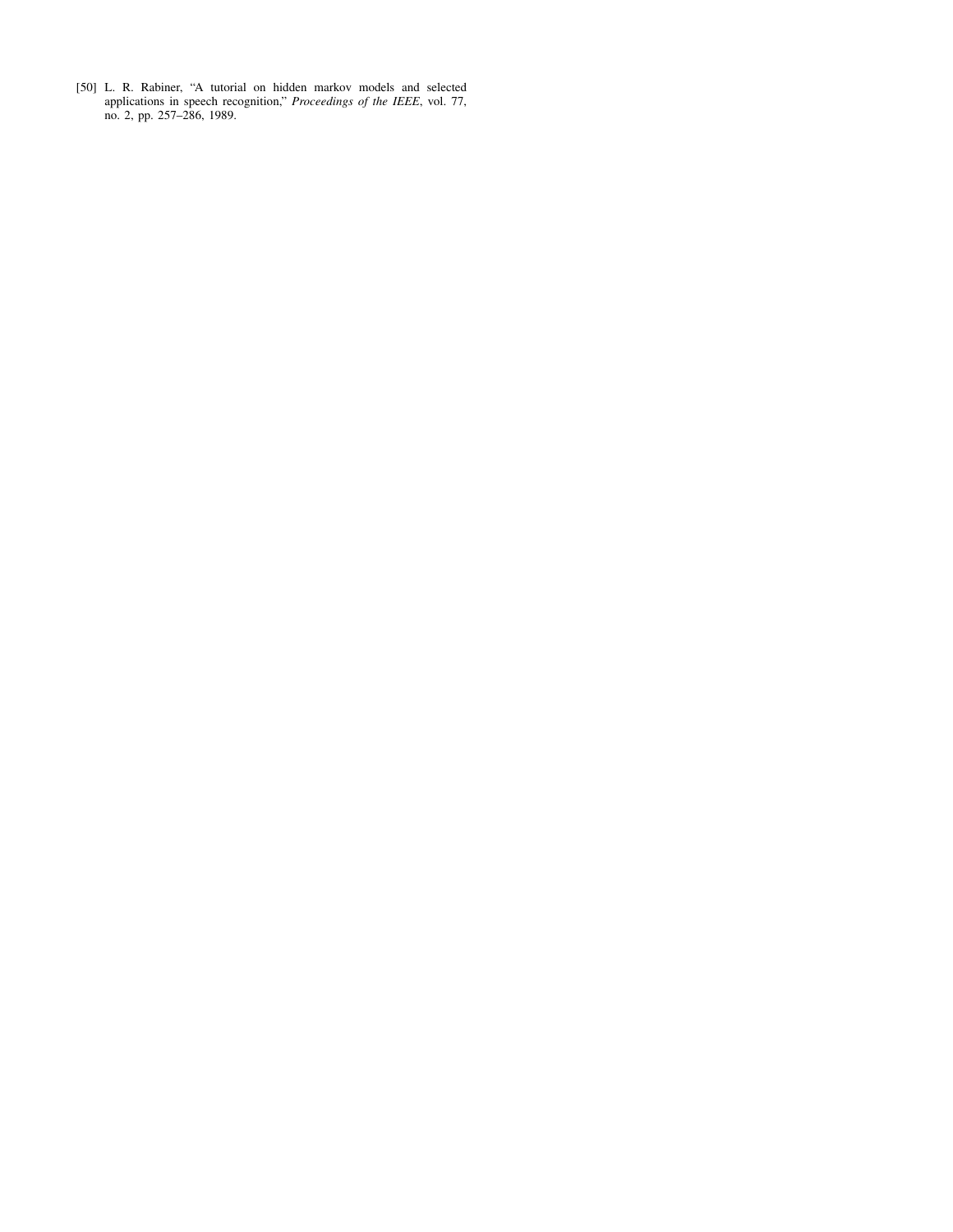[50] L. R. Rabiner, "A tutorial on hidden markov models and selected applications in speech recognition," *Proceedings of the IEEE*, vol. 77, no. 2, pp. 257–286, 1989.